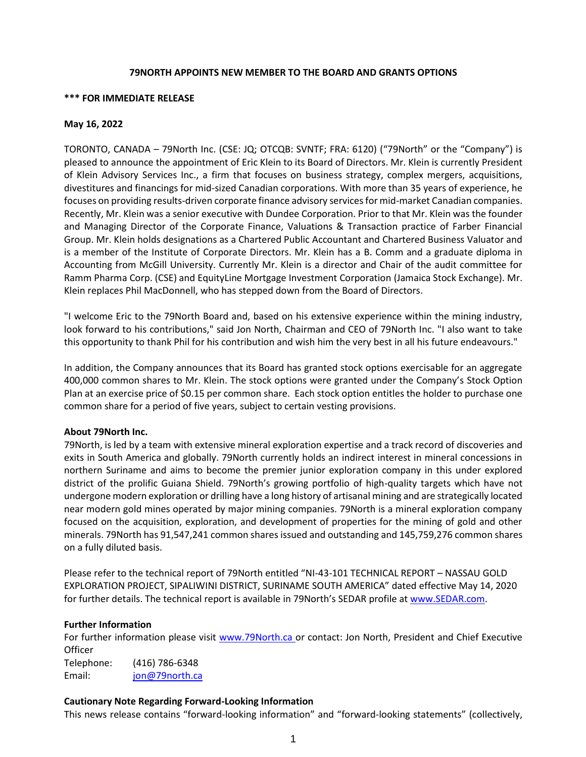# 79NORTH APPOINTS NEW MEMBER TO THE BOARD AND GRANTS OPTIONS

**\*\*\* FOR IMMEDIATE RELEASE**

**May 16, 2022**

TORONTO, CANADA – 79North Inc. (CSE: JQ; OTCQB: SVNTF; FRA: 6120) ("79North" or the "Company") is pleased to announce the appointment of Eric Klein to its Board of Directors. Mr. Klein is currently President of Klein Advisory Services Inc., a firm that focuses on business strategy, complex mergers, acquisitions, divestitures and financings for mid-sized Canadian corporations. With more than 35 years of experience, he focuses on providing results-driven corporate finance advisory services for mid-market Canadian companies. Recently, Mr. Klein was a senior executive with Dundee Corporation. Prior to that Mr. Klein was the founder and Managing Director of the Corporate Finance, Valuations & Transaction practice of Farber Financial Group. Mr. Klein holds designations as a Chartered Public Accountant and Chartered Business Valuator and is a member of the Institute of Corporate Directors. Mr. Klein has a B. Comm and a graduate diploma in Accounting from McGill University. Currently Mr. Klein is a director and Chair of the audit committee for Ramm Pharma Corp. (CSE) and EquityLine Mortgage Investment Corporation (Jamaica Stock Exchange). Mr. Klein replaces Phil MacDonnell, who has stepped down from the Board of Directors.

"I welcome Eric to the 79North Board and, based on his extensive experience within the mining industry, look forward to his contributions," said Jon North, Chairman and CEO of 79North Inc. "I also want to take this opportunity to thank Phil for his contribution and wish him the very best in all his future endeavours."

In addition, the Company announces that its Board has granted stock options exercisable for an aggregate 400,000 common shares to Mr. Klein. The stock options were granted under the Company's Stock Option Plan at an exercise price of $0.15 per common share. Each stock option entitles the holder to purchase one common share for a period of five years, subject to certain vesting provisions.

**About 79North Inc.**

79North, is led by a team with extensive mineral exploration expertise and a track record of discoveries and exits in South America and globally. 79North currently holds an indirect interest in mineral concessions in northern Suriname and aims to become the premier junior exploration company in this under explored district of the prolific Guiana Shield. 79North's growing portfolio of high-quality targets which have not undergone modern exploration or drilling have a long history of artisanal mining and are strategically located near modern gold mines operated by major mining companies. 79North is a mineral exploration company focused on the acquisition, exploration, and development of properties for the mining of gold and other minerals. 79North has 91,547,241 common shares issued and outstanding and 145,759,276 common shares on a fully diluted basis.

Please refer to the technical report of 79North entitled "NI-43-101 TECHNICAL REPORT – NASSAU GOLD EXPLORATION PROJECT, SIPALIWINI DISTRICT, SURINAME SOUTH AMERICA" dated effective May 14, 2020 for further details. The technical report is available in 79North's SEDAR profile at www.SEDAR.com.

**Further Information**

For further information please visit www.79North.ca or contact: Jon North, President and Chief Executive Officer

Telephone: (416) 786-6348
Email: jon@79north.ca

**Cautionary Note Regarding Forward-Looking Information**

This news release contains "forward-looking information" and "forward-looking statements" (collectively,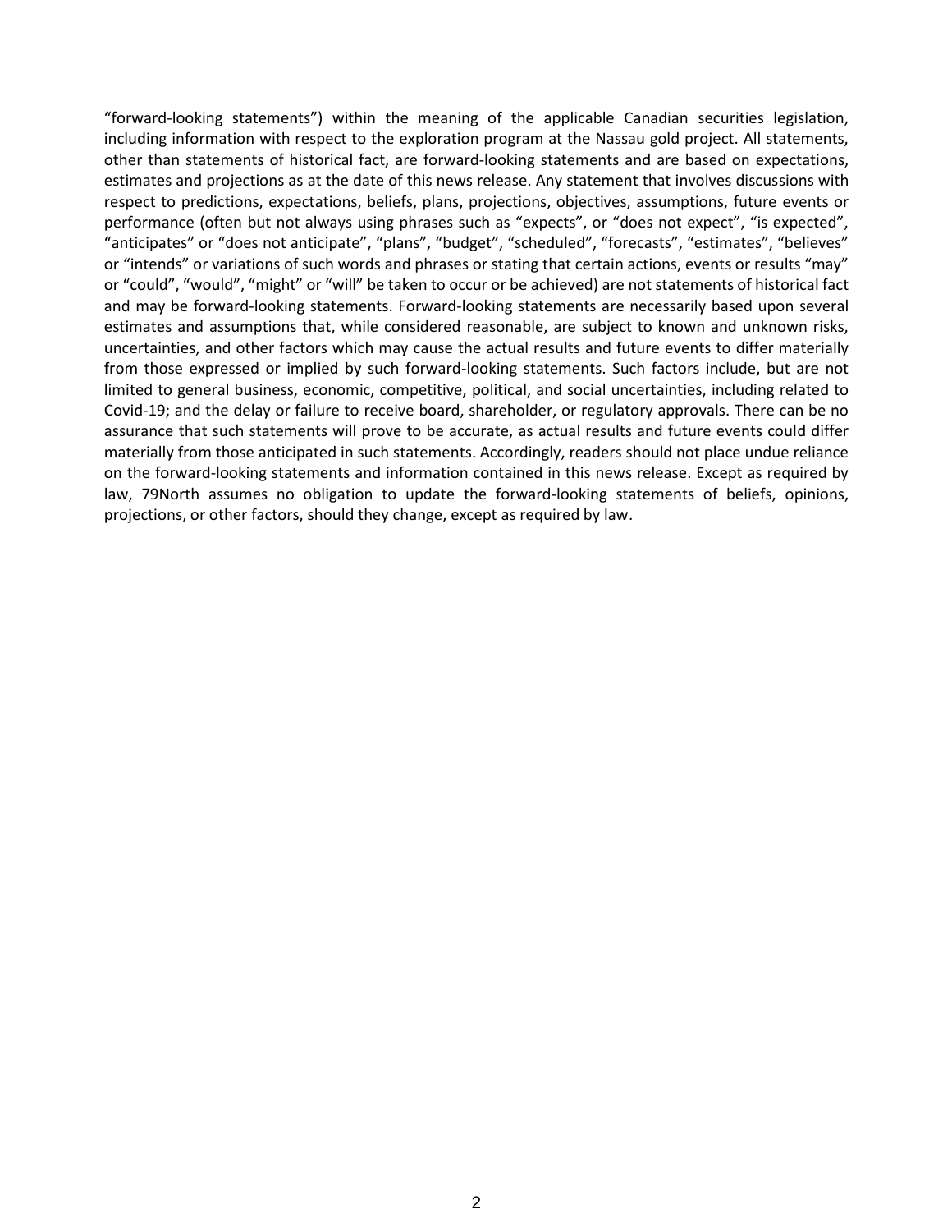"forward-looking statements") within the meaning of the applicable Canadian securities legislation, including information with respect to the exploration program at the Nassau gold project. All statements, other than statements of historical fact, are forward-looking statements and are based on expectations, estimates and projections as at the date of this news release. Any statement that involves discussions with respect to predictions, expectations, beliefs, plans, projections, objectives, assumptions, future events or performance (often but not always using phrases such as "expects", or "does not expect", "is expected", "anticipates" or "does not anticipate", "plans", "budget", "scheduled", "forecasts", "estimates", "believes" or "intends" or variations of such words and phrases or stating that certain actions, events or results "may" or "could", "would", "might" or "will" be taken to occur or be achieved) are not statements of historical fact and may be forward-looking statements. Forward-looking statements are necessarily based upon several estimates and assumptions that, while considered reasonable, are subject to known and unknown risks, uncertainties, and other factors which may cause the actual results and future events to differ materially from those expressed or implied by such forward-looking statements. Such factors include, but are not limited to general business, economic, competitive, political, and social uncertainties, including related to Covid-19; and the delay or failure to receive board, shareholder, or regulatory approvals. There can be no assurance that such statements will prove to be accurate, as actual results and future events could differ materially from those anticipated in such statements. Accordingly, readers should not place undue reliance on the forward-looking statements and information contained in this news release. Except as required by law, 79North assumes no obligation to update the forward-looking statements of beliefs, opinions, projections, or other factors, should they change, except as required by law.